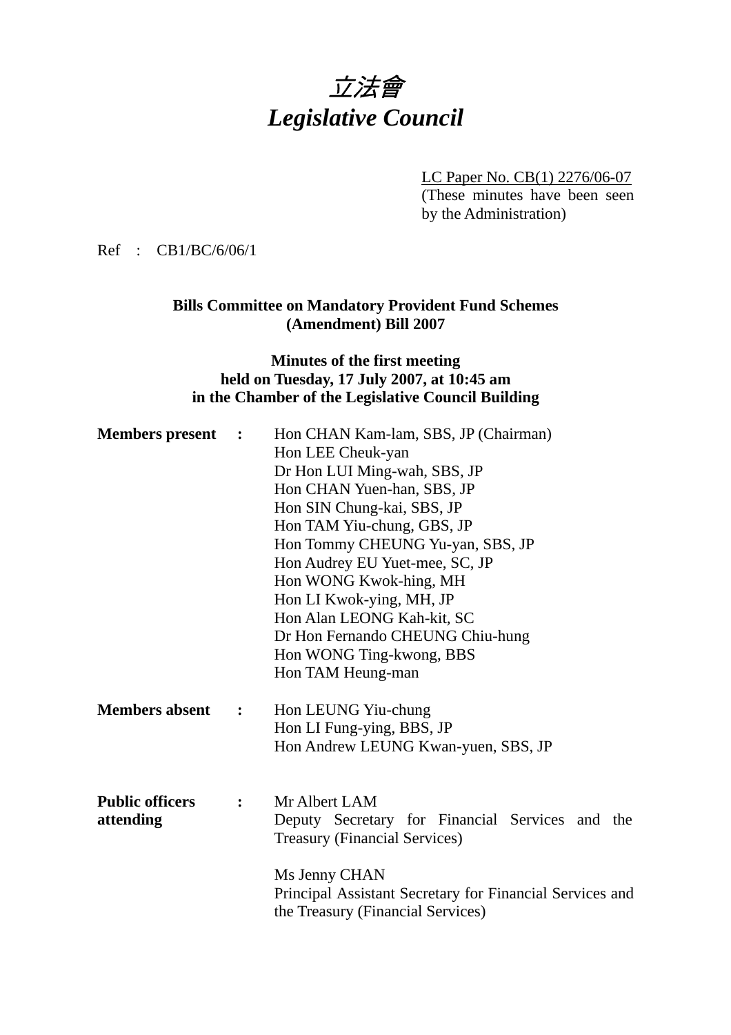# *立法會*
# *Legislative Council*

LC Paper No. CB(1) 2276/06-07
(These minutes have been seen by the Administration)

Ref : CB1/BC/6/06/1

**Bills Committee on Mandatory Provident Fund Schemes (Amendment) Bill 2007**

**Minutes of the first meeting held on Tuesday, 17 July 2007, at 10:45 am in the Chamber of the Legislative Council Building**

**Members present :**

Hon CHAN Kam-lam, SBS, JP (Chairman)
Hon LEE Cheuk-yan
Dr Hon LUI Ming-wah, SBS, JP
Hon CHAN Yuen-han, SBS, JP
Hon SIN Chung-kai, SBS, JP
Hon TAM Yiu-chung, GBS, JP
Hon Tommy CHEUNG Yu-yan, SBS, JP
Hon Audrey EU Yuet-mee, SC, JP
Hon WONG Kwok-hing, MH
Hon LI Kwok-ying, MH, JP
Hon Alan LEONG Kah-kit, SC
Dr Hon Fernando CHEUNG Chiu-hung
Hon WONG Ting-kwong, BBS
Hon TAM Heung-man

**Members absent :**

Hon LEUNG Yiu-chung
Hon LI Fung-ying, BBS, JP
Hon Andrew LEUNG Kwan-yuen, SBS, JP

**Public officers attending :**

Mr Albert LAM
Deputy Secretary for Financial Services and the Treasury (Financial Services)

Ms Jenny CHAN
Principal Assistant Secretary for Financial Services and the Treasury (Financial Services)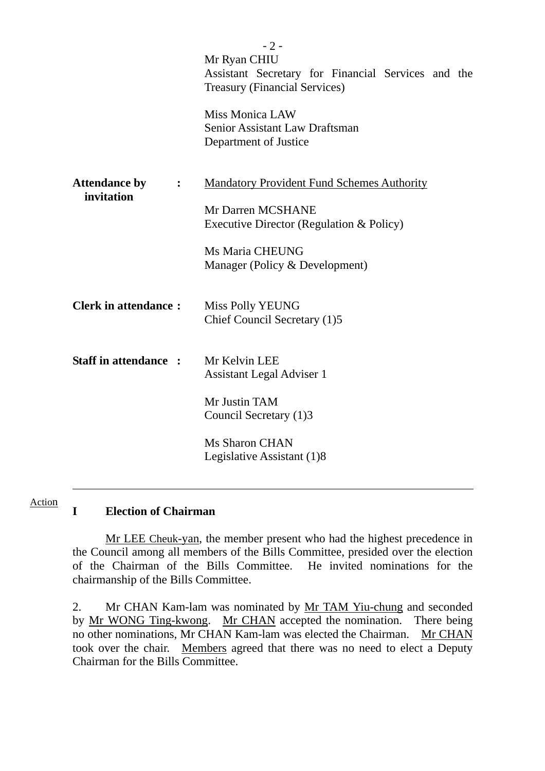Mr Ryan CHIU
Assistant Secretary for Financial Services and the Treasury (Financial Services)

Miss Monica LAW
Senior Assistant Law Draftsman
Department of Justice

**Attendance by invitation :** Mandatory Provident Fund Schemes Authority

Mr Darren MCSHANE
Executive Director (Regulation & Policy)

Ms Maria CHEUNG
Manager (Policy & Development)

**Clerk in attendance :** Miss Polly YEUNG
Chief Council Secretary (1)5

**Staff in attendance :** Mr Kelvin LEE
Assistant Legal Adviser 1

Mr Justin TAM
Council Secretary (1)3

Ms Sharon CHAN
Legislative Assistant (1)8

---

Action

## I Election of Chairman

Mr LEE Cheuk-yan, the member present who had the highest precedence in the Council among all members of the Bills Committee, presided over the election of the Chairman of the Bills Committee. He invited nominations for the chairmanship of the Bills Committee.

2. Mr CHAN Kam-lam was nominated by Mr TAM Yiu-chung and seconded by Mr WONG Ting-kwong. Mr CHAN accepted the nomination. There being no other nominations, Mr CHAN Kam-lam was elected the Chairman. Mr CHAN took over the chair. Members agreed that there was no need to elect a Deputy Chairman for the Bills Committee.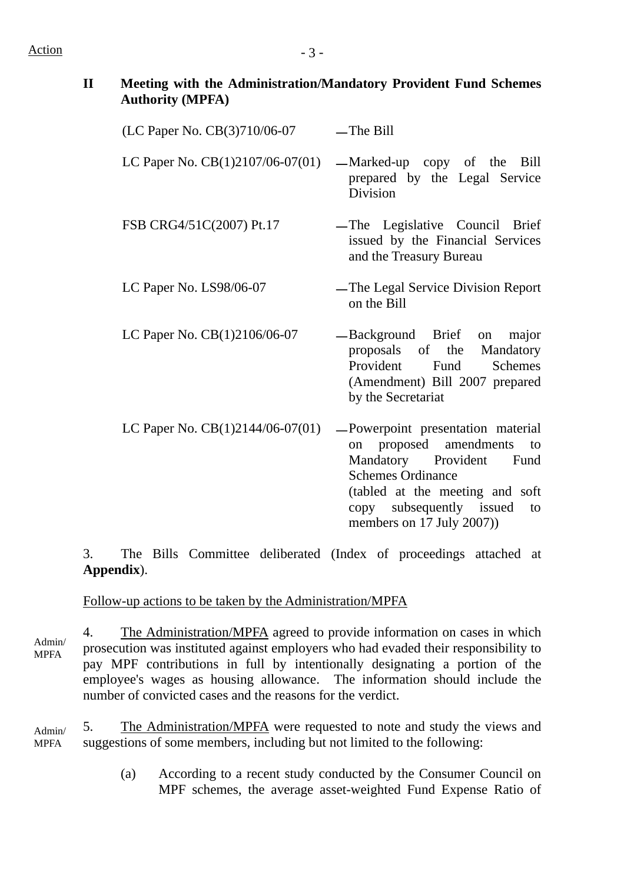Action

**II Meeting with the Administration/Mandatory Provident Fund Schemes Authority (MPFA)**

| | |
|---|---|
| (LC Paper No. CB(3)710/06-07 | — The Bill |
| LC Paper No. CB(1)2107/06-07(01) | — Marked-up copy of the Bill prepared by the Legal Service Division |
| FSB CRG4/51C(2007) Pt.17 | — The Legislative Council Brief issued by the Financial Services and the Treasury Bureau |
| LC Paper No. LS98/06-07 | — The Legal Service Division Report on the Bill |
| LC Paper No. CB(1)2106/06-07 | — Background Brief on major proposals of the Mandatory Provident Fund Schemes (Amendment) Bill 2007 prepared by the Secretariat |
| LC Paper No. CB(1)2144/06-07(01) | — Powerpoint presentation material on proposed amendments to Mandatory Provident Fund Schemes Ordinance (tabled at the meeting and soft copy subsequently issued to members on 17 July 2007)) |

3. The Bills Committee deliberated (Index of proceedings attached at **Appendix**).

<u>Follow-up actions to be taken by the Administration/MPFA</u>

Admin/MPFA

4. <u>The Administration/MPFA</u> agreed to provide information on cases in which prosecution was instituted against employers who had evaded their responsibility to pay MPF contributions in full by intentionally designating a portion of the employee's wages as housing allowance. The information should include the number of convicted cases and the reasons for the verdict.

Admin/MPFA

5. <u>The Administration/MPFA</u> were requested to note and study the views and suggestions of some members, including but not limited to the following:

(a) According to a recent study conducted by the Consumer Council on MPF schemes, the average asset-weighted Fund Expense Ratio of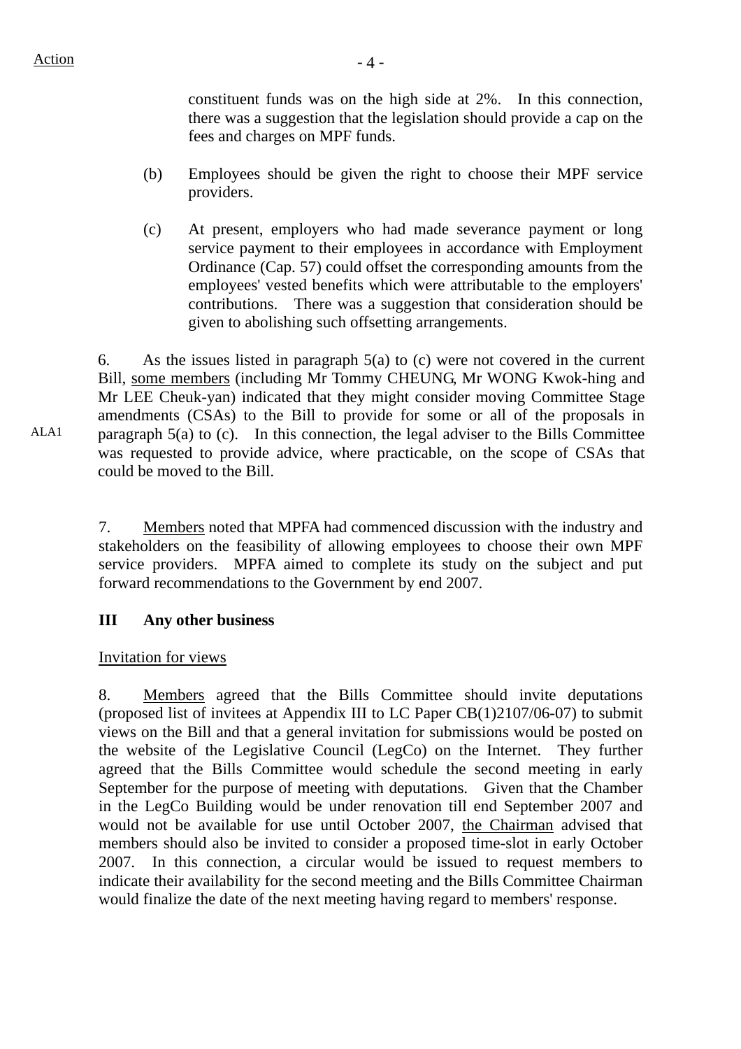Action

constituent funds was on the high side at 2%. In this connection, there was a suggestion that the legislation should provide a cap on the fees and charges on MPF funds.

(b) Employees should be given the right to choose their MPF service providers.

(c) At present, employers who had made severance payment or long service payment to their employees in accordance with Employment Ordinance (Cap. 57) could offset the corresponding amounts from the employees' vested benefits which were attributable to the employers' contributions. There was a suggestion that consideration should be given to abolishing such offsetting arrangements.

6. As the issues listed in paragraph 5(a) to (c) were not covered in the current Bill, <u>some members</u> (including Mr Tommy CHEUNG, Mr WONG Kwok-hing and Mr LEE Cheuk-yan) indicated that they might consider moving Committee Stage amendments (CSAs) to the Bill to provide for some or all of the proposals in paragraph 5(a) to (c). In this connection, the legal adviser to the Bills Committee was requested to provide advice, where practicable, on the scope of CSAs that could be moved to the Bill. — ALA1

7. <u>Members</u> noted that MPFA had commenced discussion with the industry and stakeholders on the feasibility of allowing employees to choose their own MPF service providers. MPFA aimed to complete its study on the subject and put forward recommendations to the Government by end 2007.

**III Any other business**

<u>Invitation for views</u>

8. <u>Members</u> agreed that the Bills Committee should invite deputations (proposed list of invitees at Appendix III to LC Paper CB(1)2107/06-07) to submit views on the Bill and that a general invitation for submissions would be posted on the website of the Legislative Council (LegCo) on the Internet. They further agreed that the Bills Committee would schedule the second meeting in early September for the purpose of meeting with deputations. Given that the Chamber in the LegCo Building would be under renovation till end September 2007 and would not be available for use until October 2007, <u>the Chairman</u> advised that members should also be invited to consider a proposed time-slot in early October 2007. In this connection, a circular would be issued to request members to indicate their availability for the second meeting and the Bills Committee Chairman would finalize the date of the next meeting having regard to members' response.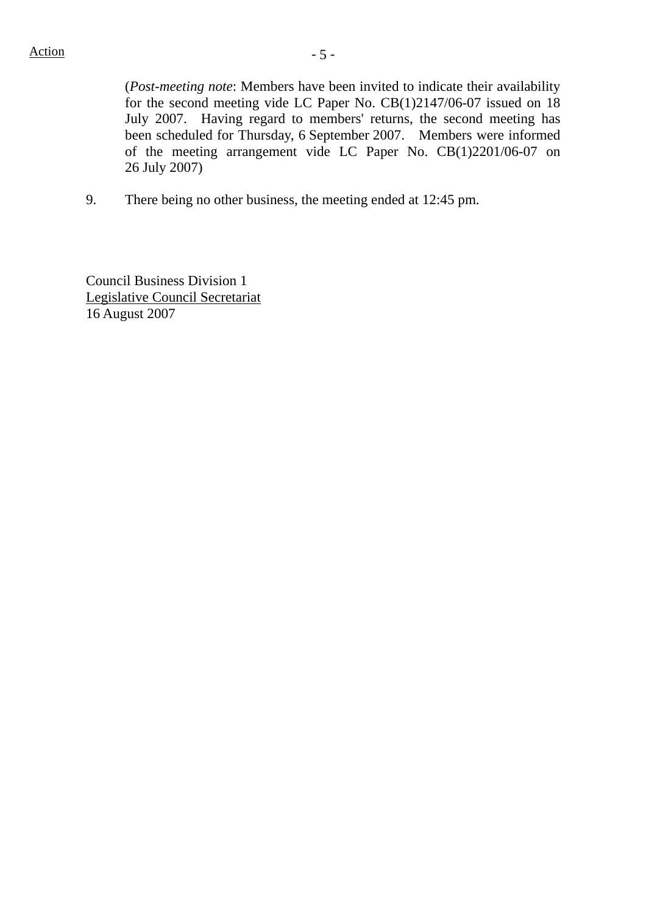Action

(*Post-meeting note*: Members have been invited to indicate their availability for the second meeting vide LC Paper No. CB(1)2147/06-07 issued on 18 July 2007. Having regard to members' returns, the second meeting has been scheduled for Thursday, 6 September 2007. Members were informed of the meeting arrangement vide LC Paper No. CB(1)2201/06-07 on 26 July 2007)

9. There being no other business, the meeting ended at 12:45 pm.

Council Business Division 1
<u>Legislative Council Secretariat</u>
16 August 2007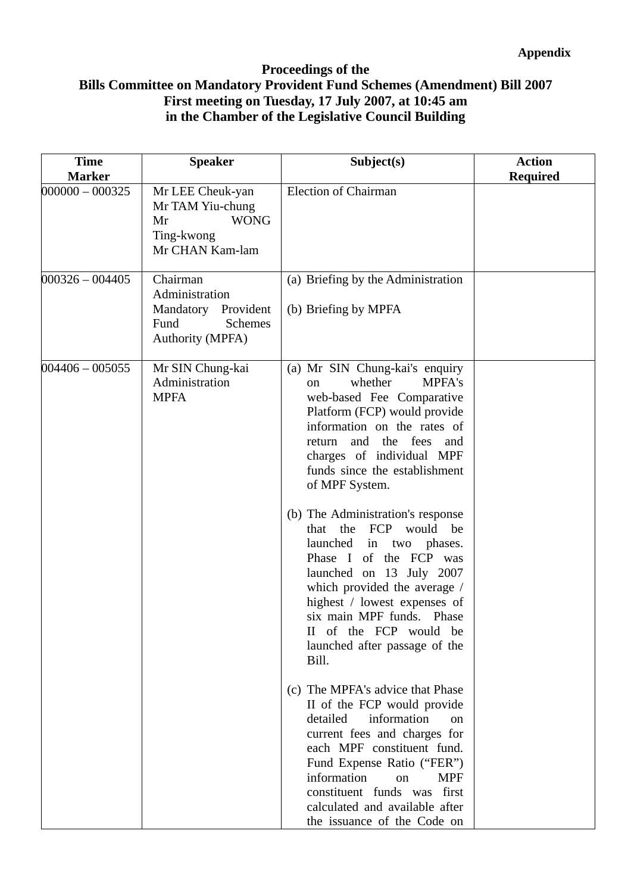**Appendix**

**Proceedings of the**
**Bills Committee on Mandatory Provident Fund Schemes (Amendment) Bill 2007**
**First meeting on Tuesday, 17 July 2007, at 10:45 am**
**in the Chamber of the Legislative Council Building**

| Time Marker | Speaker | Subject(s) | Action Required |
|---|---|---|---|
| 000000 – 000325 | Mr LEE Cheuk-yan<br>Mr TAM Yiu-chung<br>Mr WONG Ting-kwong<br>Mr CHAN Kam-lam | Election of Chairman | |
| 000326 – 004405 | Chairman<br>Administration<br>Mandatory Provident Fund Schemes Authority (MPFA) | (a) Briefing by the Administration<br><br>(b) Briefing by MPFA | |
| 004406 – 005055 | Mr SIN Chung-kai<br>Administration<br>MPFA | (a) Mr SIN Chung-kai's enquiry on whether MPFA's web-based Fee Comparative Platform (FCP) would provide information on the rates of return and the fees and charges of individual MPF funds since the establishment of MPF System.<br><br>(b) The Administration's response that the FCP would be launched in two phases. Phase I of the FCP was launched on 13 July 2007 which provided the average / highest / lowest expenses of six main MPF funds. Phase II of the FCP would be launched after passage of the Bill.<br><br>(c) The MPFA's advice that Phase II of the FCP would provide detailed information on current fees and charges for each MPF constituent fund. Fund Expense Ratio ("FER") information on MPF constituent funds was first calculated and available after the issuance of the Code on | |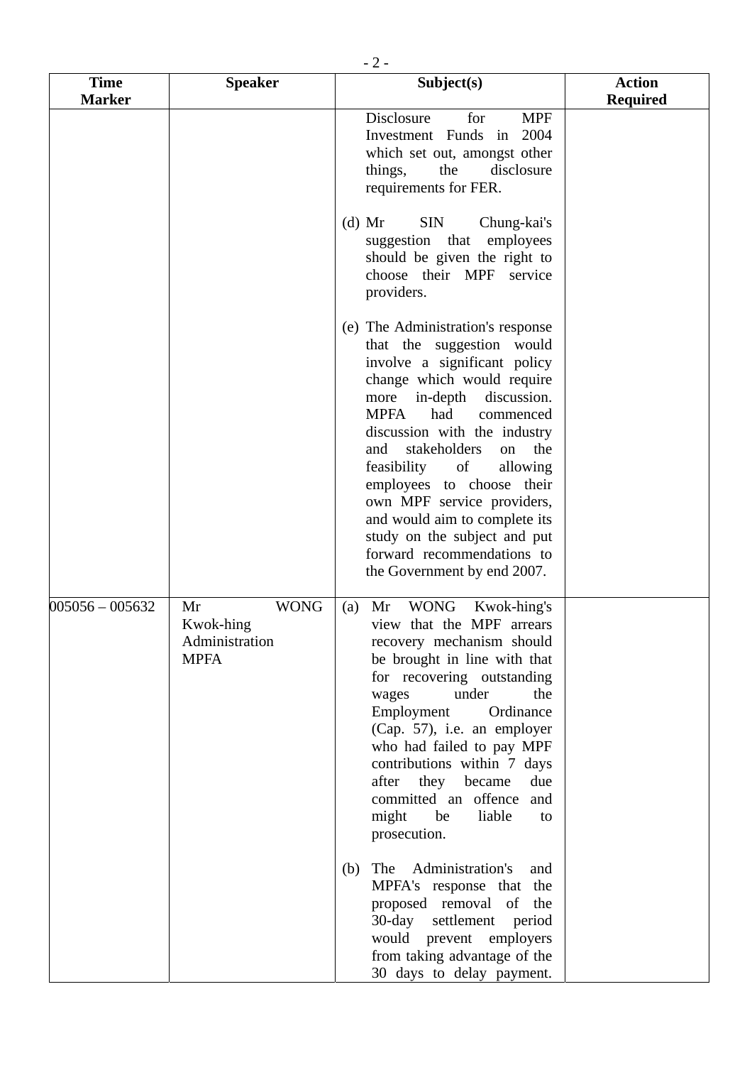| Time Marker | Speaker | Subject(s) | Action Required |
|---|---|---|---|
| | | Disclosure for MPF Investment Funds in 2004 which set out, amongst other things, the disclosure requirements for FER.<br><br>(d) Mr SIN Chung-kai's suggestion that employees should be given the right to choose their MPF service providers.<br><br>(e) The Administration's response that the suggestion would involve a significant policy change which would require more in-depth discussion. MPFA had commenced discussion with the industry and stakeholders on the feasibility of allowing employees to choose their own MPF service providers, and would aim to complete its study on the subject and put forward recommendations to the Government by end 2007. | |
| 005056 – 005632 | Mr WONG Kwok-hing<br>Administration<br>MPFA | (a) Mr WONG Kwok-hing's view that the MPF arrears recovery mechanism should be brought in line with that for recovering outstanding wages under the Employment Ordinance (Cap. 57), i.e. an employer who had failed to pay MPF contributions within 7 days after they became due committed an offence and might be liable to prosecution.<br><br>(b) The Administration's and MPFA's response that the proposed removal of the 30-day settlement period would prevent employers from taking advantage of the 30 days to delay payment. | |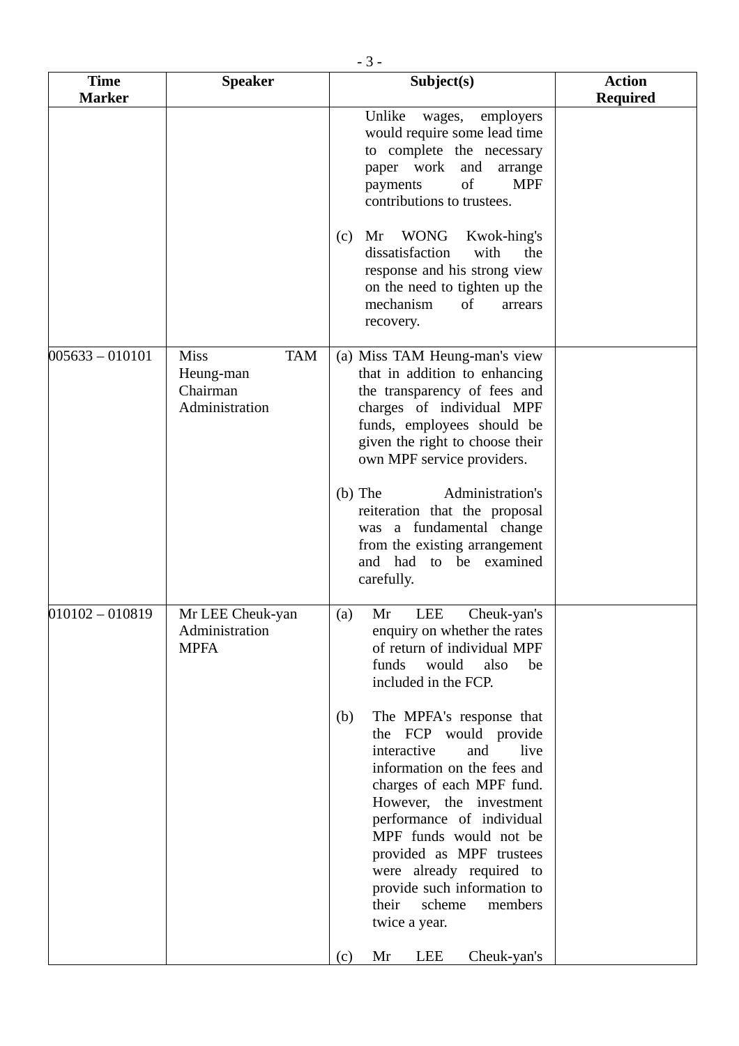| Time Marker | Speaker | Subject(s) | Action Required |
|---|---|---|---|
| | | Unlike wages, employers would require some lead time to complete the necessary paper work and arrange payments of MPF contributions to trustees.<br><br>(c) Mr WONG Kwok-hing's dissatisfaction with the response and his strong view on the need to tighten up the mechanism of arrears recovery. | |
| 005633 – 010101 | Miss TAM Heung-man<br>Chairman<br>Administration | (a) Miss TAM Heung-man's view that in addition to enhancing the transparency of fees and charges of individual MPF funds, employees should be given the right to choose their own MPF service providers.<br><br>(b) The Administration's reiteration that the proposal was a fundamental change from the existing arrangement and had to be examined carefully. | |
| 010102 – 010819 | Mr LEE Cheuk-yan<br>Administration<br>MPFA | (a) Mr LEE Cheuk-yan's enquiry on whether the rates of return of individual MPF funds would also be included in the FCP.<br><br>(b) The MPFA's response that the FCP would provide interactive and live information on the fees and charges of each MPF fund. However, the investment performance of individual MPF funds would not be provided as MPF trustees were already required to provide such information to their scheme members twice a year.<br><br>(c) Mr LEE Cheuk-yan's | |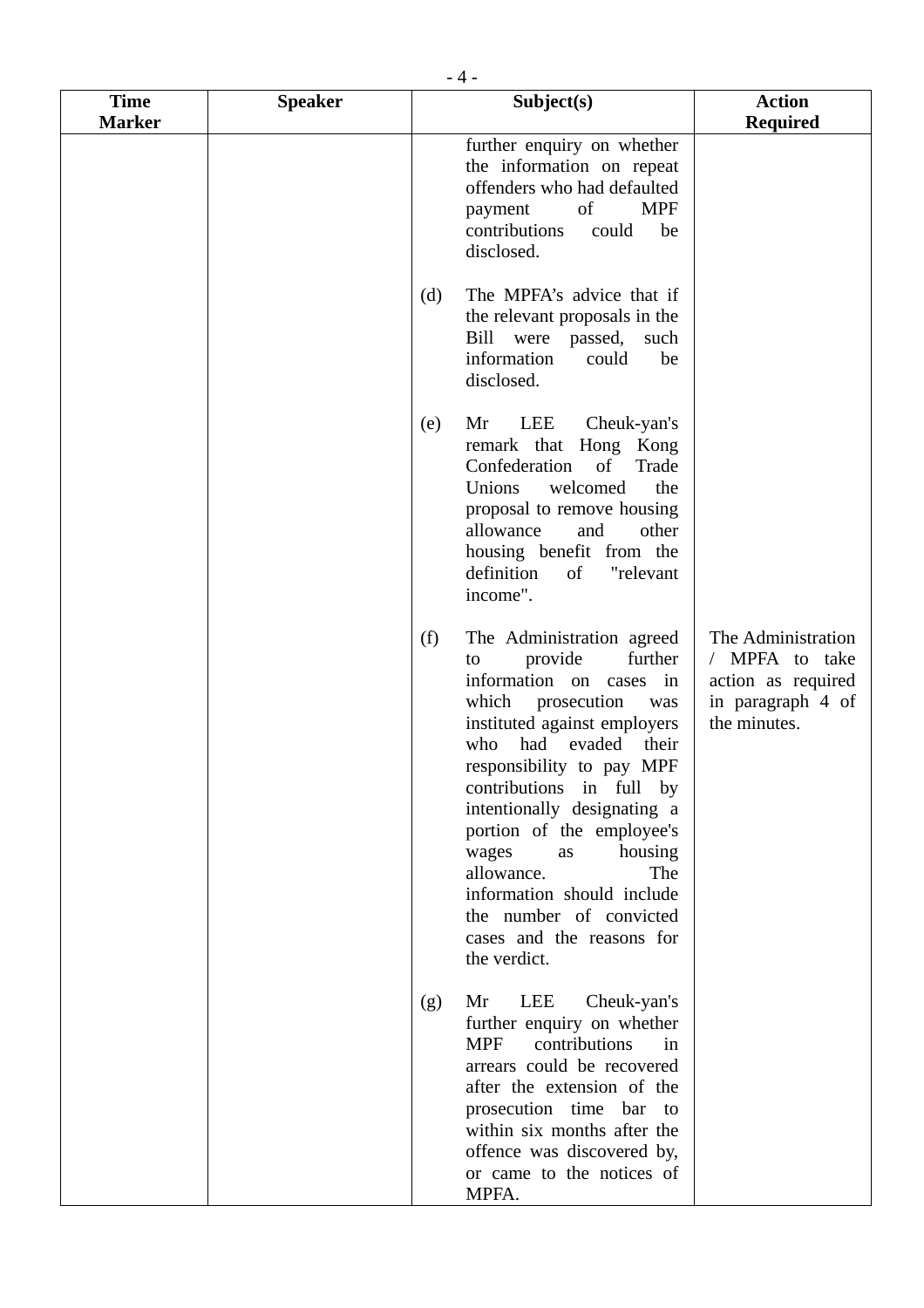| Time Marker | Speaker | Subject(s) | Action Required |
|---|---|---|---|
| | | further enquiry on whether the information on repeat offenders who had defaulted payment of MPF contributions could be disclosed. | |
| | | (d) The MPFA's advice that if the relevant proposals in the Bill were passed, such information could be disclosed. | |
| | | (e) Mr LEE Cheuk-yan's remark that Hong Kong Confederation of Trade Unions welcomed the proposal to remove housing allowance and other housing benefit from the definition of "relevant income". | |
| | | (f) The Administration agreed to provide further information on cases in which prosecution was instituted against employers who had evaded their responsibility to pay MPF contributions in full by intentionally designating a portion of the employee's wages as housing allowance. The information should include the number of convicted cases and the reasons for the verdict. | The Administration / MPFA to take action as required in paragraph 4 of the minutes. |
| | | (g) Mr LEE Cheuk-yan's further enquiry on whether MPF contributions in arrears could be recovered after the extension of the prosecution time bar to within six months after the offence was discovered by, or came to the notices of MPFA. | |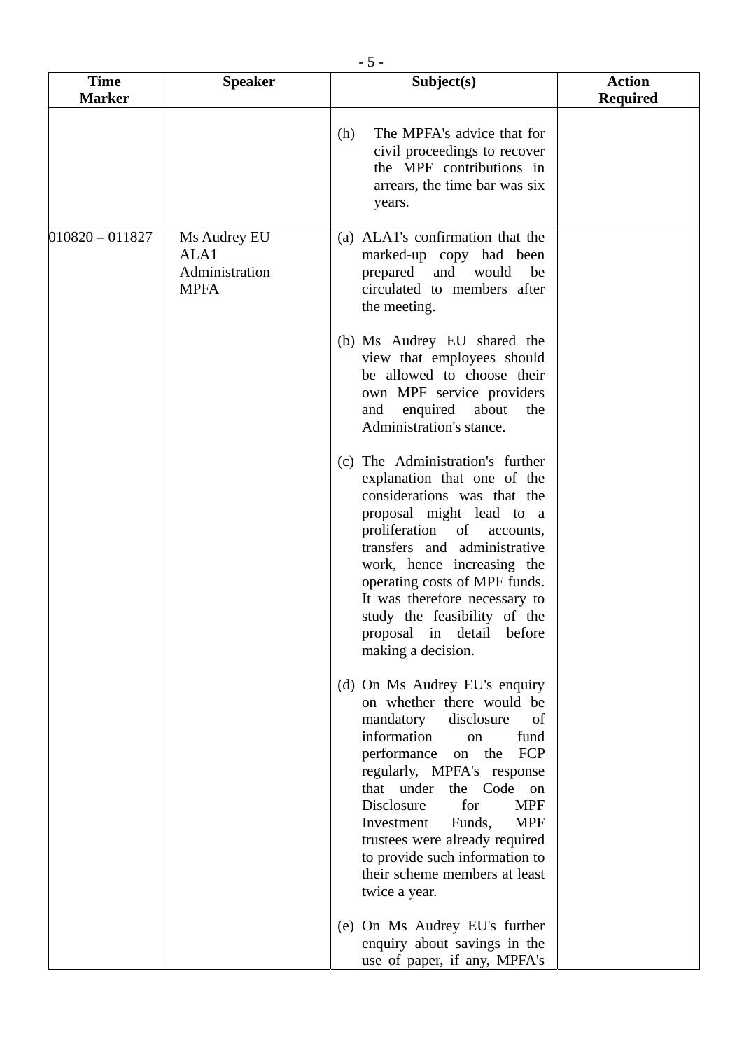| Time Marker | Speaker | Subject(s) | Action Required |
|---|---|---|---|
| | | (h) The MPFA's advice that for civil proceedings to recover the MPF contributions in arrears, the time bar was six years. | |
| 010820 – 011827 | Ms Audrey EU<br>ALA1<br>Administration<br>MPFA | (a) ALA1's confirmation that the marked-up copy had been prepared and would be circulated to members after the meeting.<br><br>(b) Ms Audrey EU shared the view that employees should be allowed to choose their own MPF service providers and enquired about the Administration's stance.<br><br>(c) The Administration's further explanation that one of the considerations was that the proposal might lead to a proliferation of accounts, transfers and administrative work, hence increasing the operating costs of MPF funds. It was therefore necessary to study the feasibility of the proposal in detail before making a decision.<br><br>(d) On Ms Audrey EU's enquiry on whether there would be mandatory disclosure of information on fund performance on the FCP regularly, MPFA's response that under the Code on Disclosure for MPF Investment Funds, MPF trustees were already required to provide such information to their scheme members at least twice a year.<br><br>(e) On Ms Audrey EU's further enquiry about savings in the use of paper, if any, MPFA's | |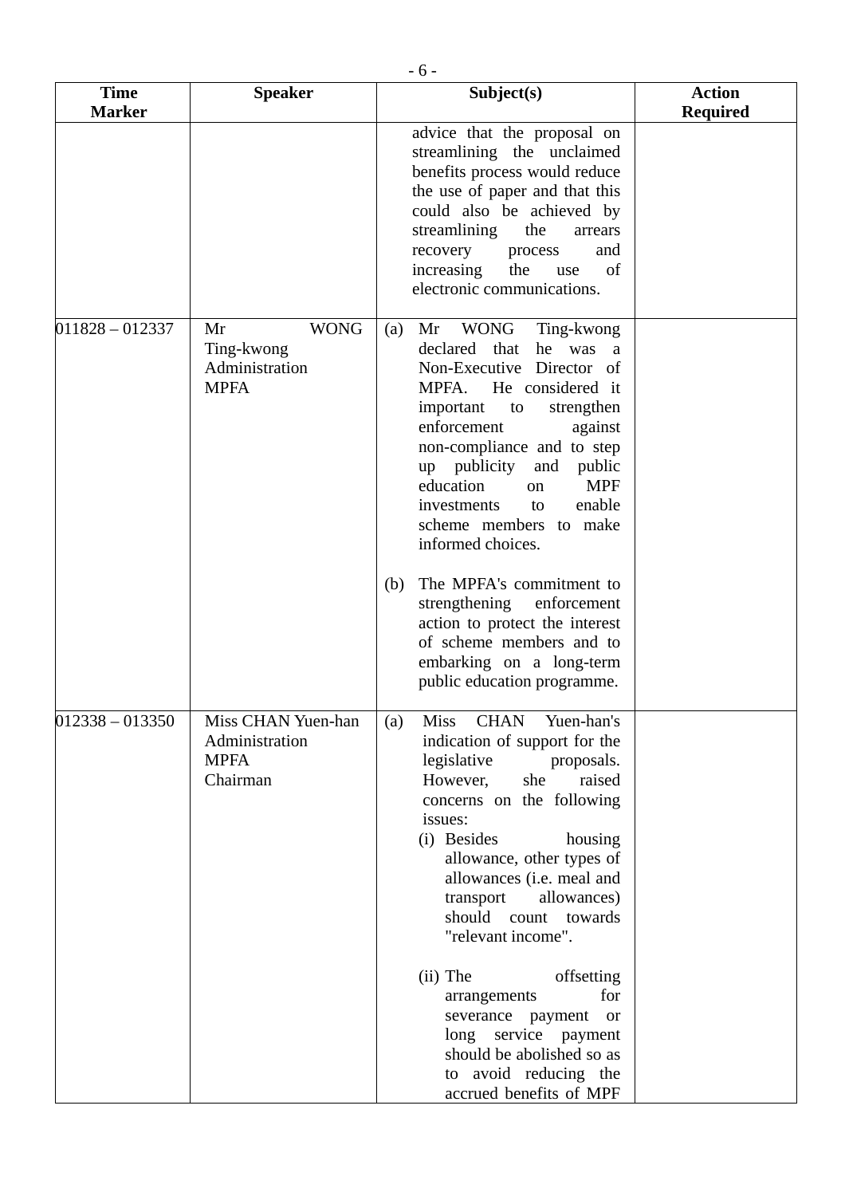| Time Marker | Speaker | Subject(s) | Action Required |
|---|---|---|---|
| | | advice that the proposal on streamlining the unclaimed benefits process would reduce the use of paper and that this could also be achieved by streamlining the arrears recovery process and increasing the use of electronic communications. | |
| 011828 – 012337 | Mr WONG Ting-kwong<br>Administration<br>MPFA | (a) Mr WONG Ting-kwong declared that he was a Non-Executive Director of MPFA. He considered it important to strengthen enforcement against non-compliance and to step up publicity and public education on MPF investments to enable scheme members to make informed choices.<br><br>(b) The MPFA's commitment to strengthening enforcement action to protect the interest of scheme members and to embarking on a long-term public education programme. | |
| 012338 – 013350 | Miss CHAN Yuen-han<br>Administration<br>MPFA<br>Chairman | (a) Miss CHAN Yuen-han's indication of support for the legislative proposals. However, she raised concerns on the following issues:<br>(i) Besides housing allowance, other types of allowances (i.e. meal and transport allowances) should count towards "relevant income".<br><br>(ii) The offsetting arrangements for severance payment or long service payment should be abolished so as to avoid reducing the accrued benefits of MPF | |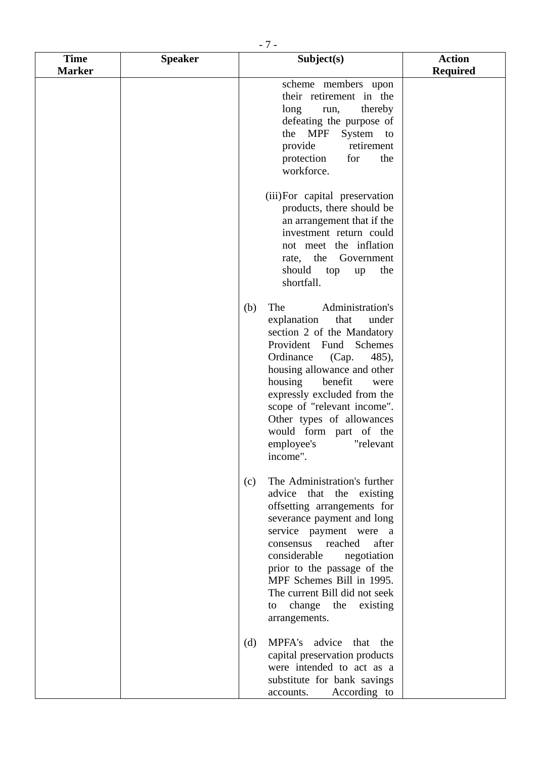| Time Marker | Speaker | Subject(s) | Action Required |
|---|---|---|---|
| | | scheme members upon their retirement in the long run, thereby defeating the purpose of the MPF System to provide retirement protection for the workforce.<br><br>(iii) For capital preservation products, there should be an arrangement that if the investment return could not meet the inflation rate, the Government should top up the shortfall.<br><br>(b) The Administration's explanation that under section 2 of the Mandatory Provident Fund Schemes Ordinance (Cap. 485), housing allowance and other housing benefit were expressly excluded from the scope of "relevant income". Other types of allowances would form part of the employee's "relevant income".<br><br>(c) The Administration's further advice that the existing offsetting arrangements for severance payment and long service payment were a consensus reached after considerable negotiation prior to the passage of the MPF Schemes Bill in 1995. The current Bill did not seek to change the existing arrangements.<br><br>(d) MPFA's advice that the capital preservation products were intended to act as a substitute for bank savings accounts. According to | |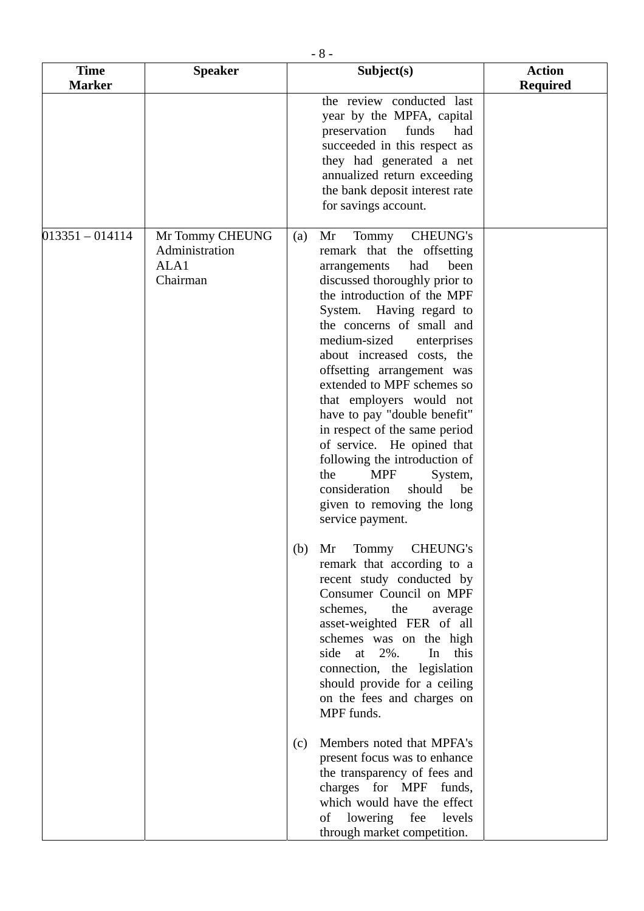| Time Marker | Speaker | Subject(s) | Action Required |
|---|---|---|---|
| | | the review conducted last year by the MPFA, capital preservation funds had succeeded in this respect as they had generated a net annualized return exceeding the bank deposit interest rate for savings account. | |
| 013351 – 014114 | Mr Tommy CHEUNG<br>Administration<br>ALA1<br>Chairman | (a) Mr Tommy CHEUNG's remark that the offsetting arrangements had been discussed thoroughly prior to the introduction of the MPF System. Having regard to the concerns of small and medium-sized enterprises about increased costs, the offsetting arrangement was extended to MPF schemes so that employers would not have to pay "double benefit" in respect of the same period of service. He opined that following the introduction of the MPF System, consideration should be given to removing the long service payment.<br><br>(b) Mr Tommy CHEUNG's remark that according to a recent study conducted by Consumer Council on MPF schemes, the average asset-weighted FER of all schemes was on the high side at 2%. In this connection, the legislation should provide for a ceiling on the fees and charges on MPF funds.<br><br>(c) Members noted that MPFA's present focus was to enhance the transparency of fees and charges for MPF funds, which would have the effect of lowering fee levels through market competition. | |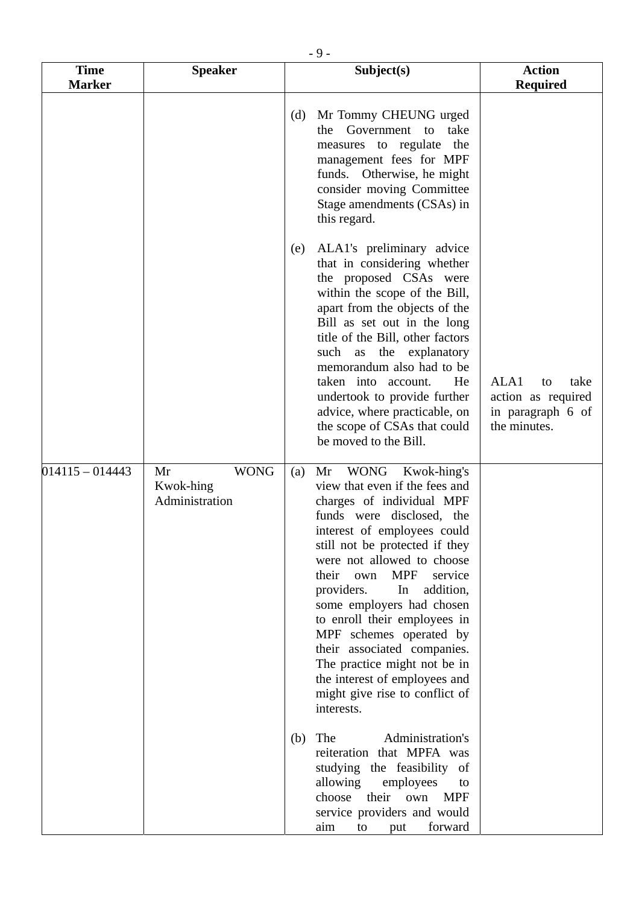| Time Marker | Speaker | Subject(s) | Action Required |
|---|---|---|---|
| | | (d) Mr Tommy CHEUNG urged the Government to take measures to regulate the management fees for MPF funds. Otherwise, he might consider moving Committee Stage amendments (CSAs) in this regard.<br><br>(e) ALA1's preliminary advice that in considering whether the proposed CSAs were within the scope of the Bill, apart from the objects of the Bill as set out in the long title of the Bill, other factors such as the explanatory memorandum also had to be taken into account. He undertook to provide further advice, where practicable, on the scope of CSAs that could be moved to the Bill. | ALA1 to take action as required in paragraph 6 of the minutes. |
| 014115 – 014443 | Mr WONG Kwok-hing<br>Administration | (a) Mr WONG Kwok-hing's view that even if the fees and charges of individual MPF funds were disclosed, the interest of employees could still not be protected if they were not allowed to choose their own MPF service providers. In addition, some employers had chosen to enroll their employees in MPF schemes operated by their associated companies. The practice might not be in the interest of employees and might give rise to conflict of interests.<br><br>(b) The Administration's reiteration that MPFA was studying the feasibility of allowing employees to choose their own MPF service providers and would aim to put forward | |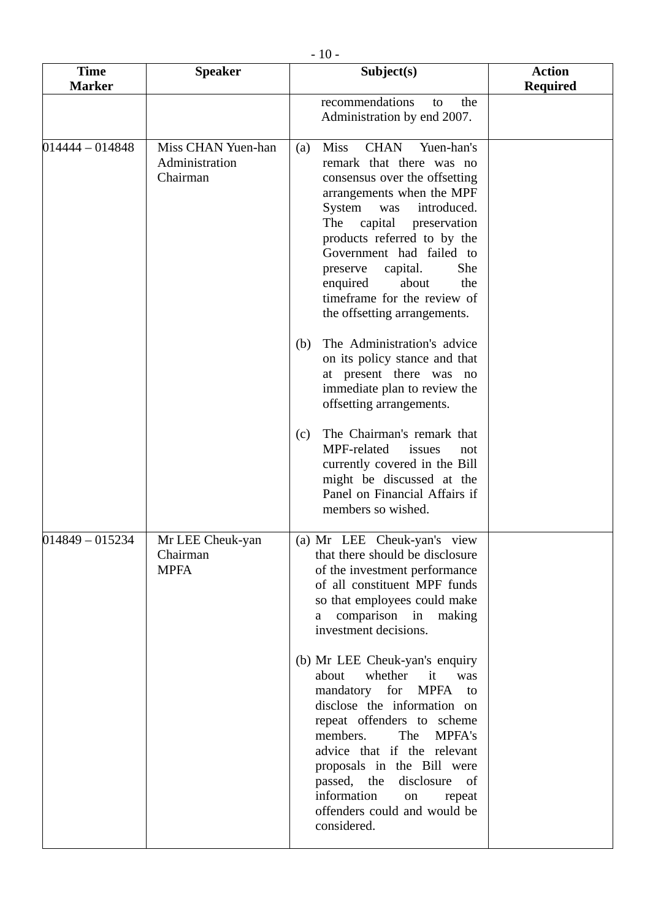| Time Marker | Speaker | Subject(s) | Action Required |
|---|---|---|---|
| | | recommendations to the Administration by end 2007. | |
| 014444 – 014848 | Miss CHAN Yuen-han<br>Administration<br>Chairman | (a) Miss CHAN Yuen-han's remark that there was no consensus over the offsetting arrangements when the MPF System was introduced. The capital preservation products referred to by the Government had failed to preserve capital. She enquired about the timeframe for the review of the offsetting arrangements.<br><br>(b) The Administration's advice on its policy stance and that at present there was no immediate plan to review the offsetting arrangements.<br><br>(c) The Chairman's remark that MPF-related issues not currently covered in the Bill might be discussed at the Panel on Financial Affairs if members so wished. | |
| 014849 – 015234 | Mr LEE Cheuk-yan<br>Chairman<br>MPFA | (a) Mr LEE Cheuk-yan's view that there should be disclosure of the investment performance of all constituent MPF funds so that employees could make a comparison in making investment decisions.<br><br>(b) Mr LEE Cheuk-yan's enquiry about whether it was mandatory for MPFA to disclose the information on repeat offenders to scheme members. The MPFA's advice that if the relevant proposals in the Bill were passed, the disclosure of information on repeat offenders could and would be considered. | |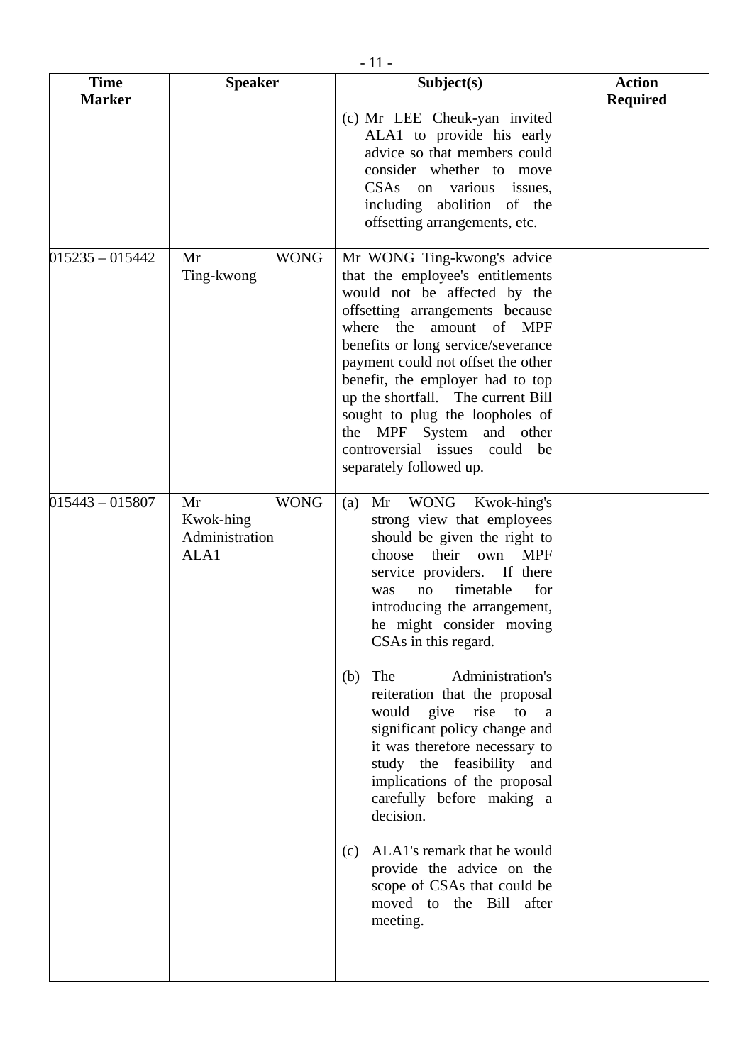| Time Marker | Speaker | Subject(s) | Action Required |
|---|---|---|---|
| | | (c) Mr LEE Cheuk-yan invited ALA1 to provide his early advice so that members could consider whether to move CSAs on various issues, including abolition of the offsetting arrangements, etc. | |
| 015235 – 015442 | Mr WONG Ting-kwong | Mr WONG Ting-kwong's advice that the employee's entitlements would not be affected by the offsetting arrangements because where the amount of MPF benefits or long service/severance payment could not offset the other benefit, the employer had to top up the shortfall. The current Bill sought to plug the loopholes of the MPF System and other controversial issues could be separately followed up. | |
| 015443 – 015807 | Mr WONG Kwok-hing<br>Administration<br>ALA1 | (a) Mr WONG Kwok-hing's strong view that employees should be given the right to choose their own MPF service providers. If there was no timetable for introducing the arrangement, he might consider moving CSAs in this regard.<br><br>(b) The Administration's reiteration that the proposal would give rise to a significant policy change and it was therefore necessary to study the feasibility and implications of the proposal carefully before making a decision.<br><br>(c) ALA1's remark that he would provide the advice on the scope of CSAs that could be moved to the Bill after meeting. | |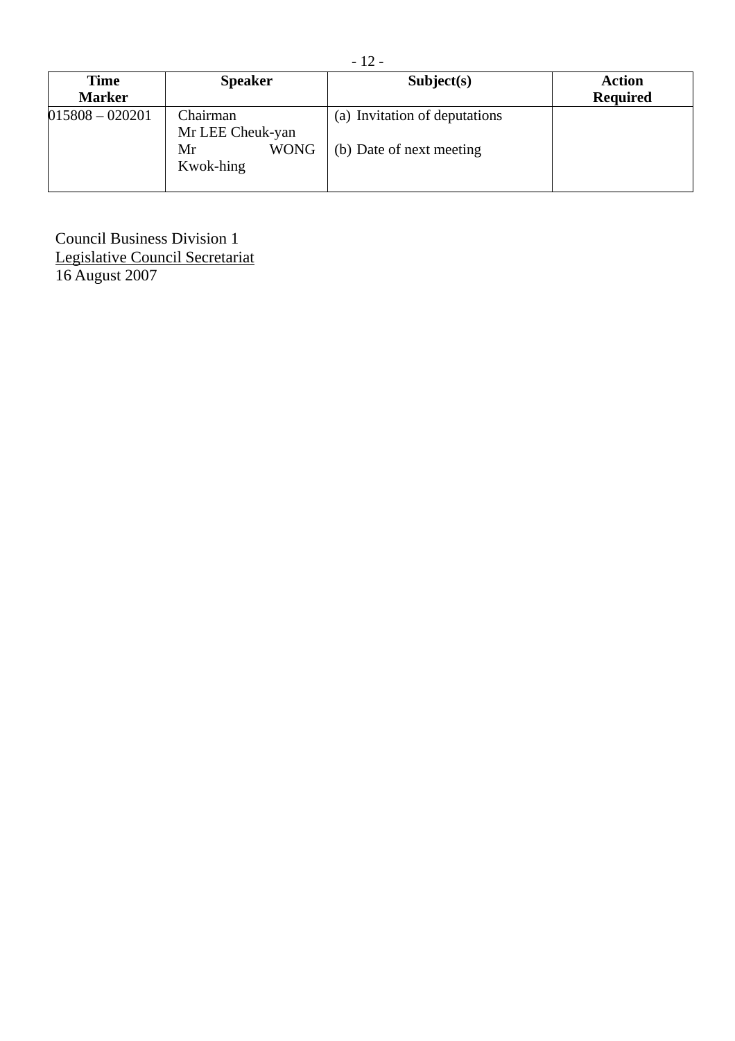| Time Marker | Speaker | Subject(s) | Action Required |
|---|---|---|---|
| 015808 – 020201 | Chairman<br>Mr LEE Cheuk-yan<br>Mr WONG Kwok-hing | (a) Invitation of deputations<br><br>(b) Date of next meeting | |

Council Business Division 1
Legislative Council Secretariat
16 August 2007